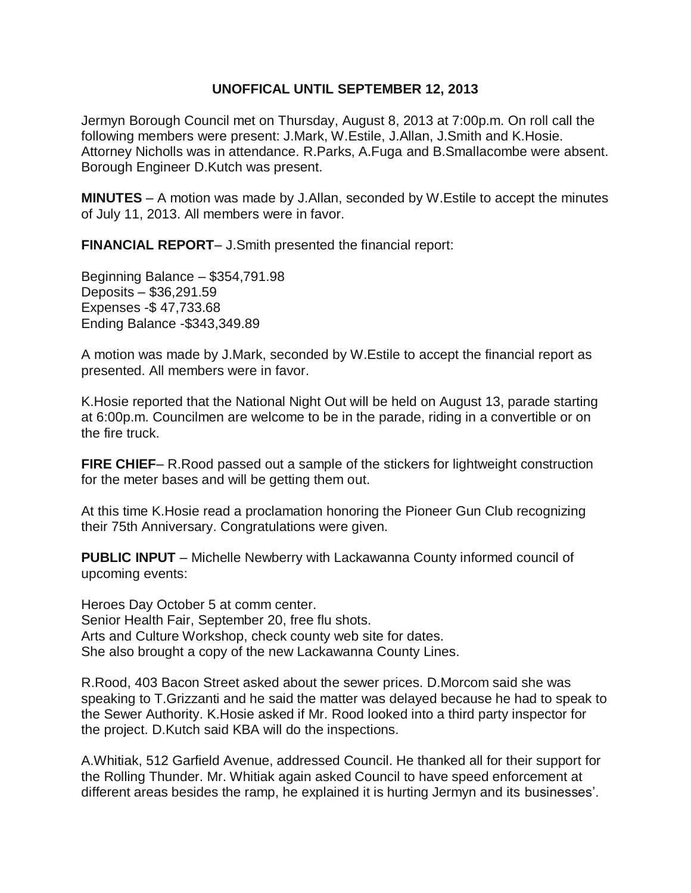**UNOFFICAL UNTIL SEPTEMBER 12, 2013**

Jermyn Borough Council met on Thursday, August 8, 2013 at 7:00p.m. On roll call the following members were present: J.Mark, W.Estile, J.Allan, J.Smith and K.Hosie. Attorney Nicholls was in attendance. R.Parks, A.Fuga and B.Smallacombe were absent. Borough Engineer D.Kutch was present.

**MINUTES** – A motion was made by J.Allan, seconded by W.Estile to accept the minutes of July 11, 2013. All members were in favor.

**FINANCIAL REPORT**– J.Smith presented the financial report:

Beginning Balance – $354,791.98
Deposits – $36,291.59
Expenses -$ 47,733.68
Ending Balance -$343,349.89

A motion was made by J.Mark, seconded by W.Estile to accept the financial report as presented. All members were in favor.

K.Hosie reported that the National Night Out will be held on August 13, parade starting at 6:00p.m. Councilmen are welcome to be in the parade, riding in a convertible or on the fire truck.

**FIRE CHIEF**– R.Rood passed out a sample of the stickers for lightweight construction for the meter bases and will be getting them out.

At this time K.Hosie read a proclamation honoring the Pioneer Gun Club recognizing their 75th Anniversary. Congratulations were given.

**PUBLIC INPUT** – Michelle Newberry with Lackawanna County informed council of upcoming events:

Heroes Day October 5 at comm center.
Senior Health Fair, September 20, free flu shots.
Arts and Culture Workshop, check county web site for dates.
She also brought a copy of the new Lackawanna County Lines.

R.Rood, 403 Bacon Street asked about the sewer prices. D.Morcom said she was speaking to T.Grizzanti and he said the matter was delayed because he had to speak to the Sewer Authority. K.Hosie asked if Mr. Rood looked into a third party inspector for the project. D.Kutch said KBA will do the inspections.

A.Whitiak, 512 Garfield Avenue, addressed Council. He thanked all for their support for the Rolling Thunder. Mr. Whitiak again asked Council to have speed enforcement at different areas besides the ramp, he explained it is hurting Jermyn and its businesses'.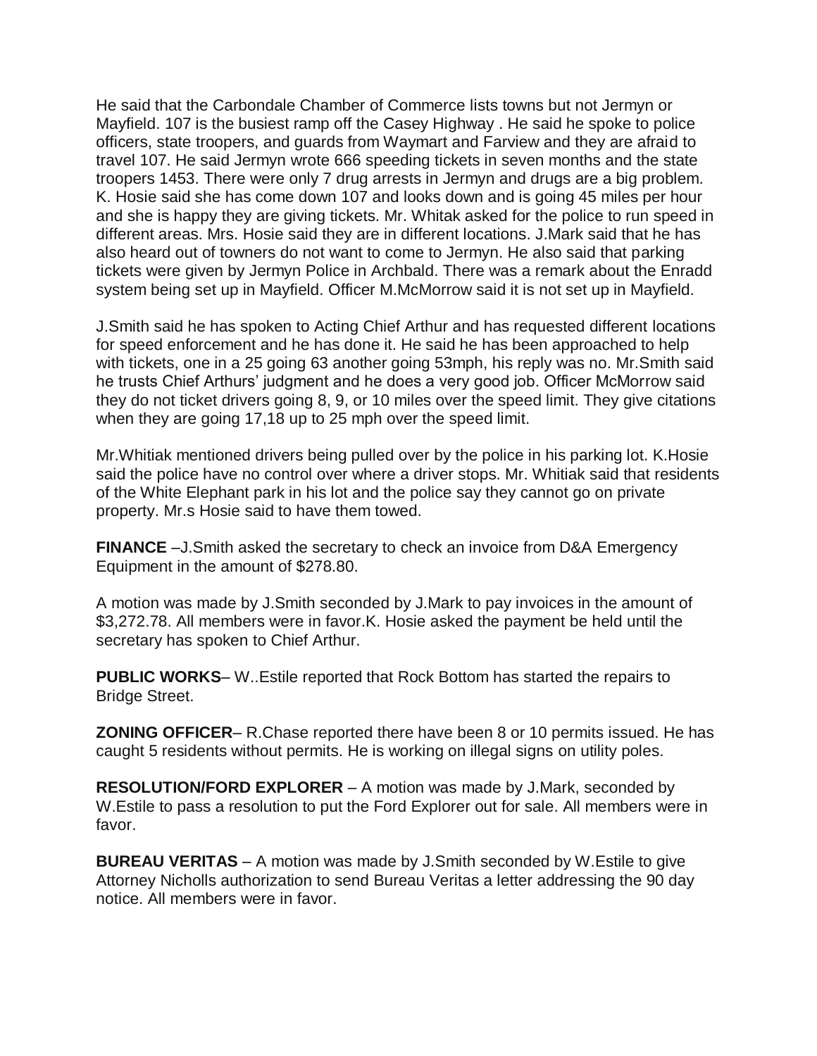He said that the Carbondale Chamber of Commerce lists towns but not Jermyn or Mayfield. 107 is the busiest ramp off the Casey Highway . He said he spoke to police officers, state troopers, and guards from Waymart and Farview and they are afraid to travel 107. He said Jermyn wrote 666 speeding tickets in seven months and the state troopers 1453. There were only 7 drug arrests in Jermyn and drugs are a big problem. K. Hosie said she has come down 107 and looks down and is going 45 miles per hour and she is happy they are giving tickets. Mr. Whitak asked for the police to run speed in different areas. Mrs. Hosie said they are in different locations. J.Mark said that he has also heard out of towners do not want to come to Jermyn. He also said that parking tickets were given by Jermyn Police in Archbald. There was a remark about the Enradd system being set up in Mayfield. Officer M.McMorrow said it is not set up in Mayfield.

J.Smith said he has spoken to Acting Chief Arthur and has requested different locations for speed enforcement and he has done it. He said he has been approached to help with tickets, one in a 25 going 63 another going 53mph, his reply was no. Mr.Smith said he trusts Chief Arthurs' judgment and he does a very good job. Officer McMorrow said they do not ticket drivers going 8, 9, or 10 miles over the speed limit. They give citations when they are going 17,18 up to 25 mph over the speed limit.

Mr.Whitiak mentioned drivers being pulled over by the police in his parking lot. K.Hosie said the police have no control over where a driver stops. Mr. Whitiak said that residents of the White Elephant park in his lot and the police say they cannot go on private property. Mr.s Hosie said to have them towed.

**FINANCE** –J.Smith asked the secretary to check an invoice from D&A Emergency Equipment in the amount of $278.80.

A motion was made by J.Smith seconded by J.Mark to pay invoices in the amount of $3,272.78. All members were in favor.K. Hosie asked the payment be held until the secretary has spoken to Chief Arthur.

**PUBLIC WORKS**– W..Estile reported that Rock Bottom has started the repairs to Bridge Street.

**ZONING OFFICER**– R.Chase reported there have been 8 or 10 permits issued. He has caught 5 residents without permits. He is working on illegal signs on utility poles.

**RESOLUTION/FORD EXPLORER** – A motion was made by J.Mark, seconded by W.Estile to pass a resolution to put the Ford Explorer out for sale. All members were in favor.

**BUREAU VERITAS** – A motion was made by J.Smith seconded by W.Estile to give Attorney Nicholls authorization to send Bureau Veritas a letter addressing the 90 day notice. All members were in favor.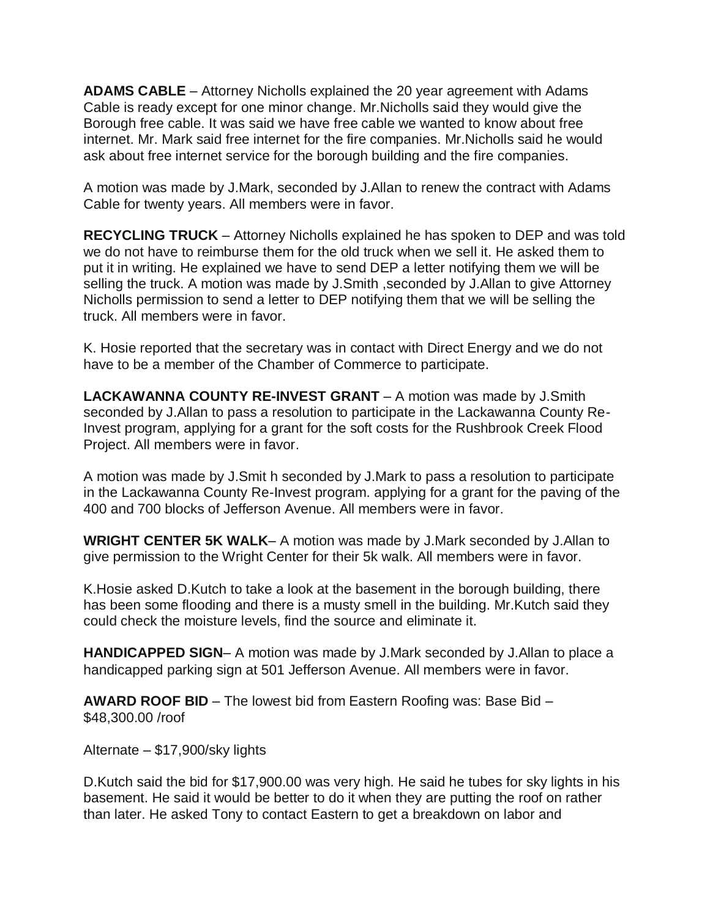**ADAMS CABLE** – Attorney Nicholls explained the 20 year agreement with Adams Cable is ready except for one minor change. Mr.Nicholls said they would give the Borough free cable. It was said we have free cable we wanted to know about free internet. Mr. Mark said free internet for the fire companies. Mr.Nicholls said he would ask about free internet service for the borough building and the fire companies.

A motion was made by J.Mark, seconded by J.Allan to renew the contract with Adams Cable for twenty years. All members were in favor.

**RECYCLING TRUCK** – Attorney Nicholls explained he has spoken to DEP and was told we do not have to reimburse them for the old truck when we sell it. He asked them to put it in writing. He explained we have to send DEP a letter notifying them we will be selling the truck. A motion was made by J.Smith ,seconded by J.Allan to give Attorney Nicholls permission to send a letter to DEP notifying them that we will be selling the truck. All members were in favor.

K. Hosie reported that the secretary was in contact with Direct Energy and we do not have to be a member of the Chamber of Commerce to participate.

**LACKAWANNA COUNTY RE-INVEST GRANT** – A motion was made by J.Smith seconded by J.Allan to pass a resolution to participate in the Lackawanna County Re-Invest program, applying for a grant for the soft costs for the Rushbrook Creek Flood Project. All members were in favor.

A motion was made by J.Smit h seconded by J.Mark to pass a resolution to participate in the Lackawanna County Re-Invest program. applying for a grant for the paving of the 400 and 700 blocks of Jefferson Avenue. All members were in favor.

**WRIGHT CENTER 5K WALK**– A motion was made by J.Mark seconded by J.Allan to give permission to the Wright Center for their 5k walk. All members were in favor.

K.Hosie asked D.Kutch to take a look at the basement in the borough building, there has been some flooding and there is a musty smell in the building. Mr.Kutch said they could check the moisture levels, find the source and eliminate it.

**HANDICAPPED SIGN**– A motion was made by J.Mark seconded by J.Allan to place a handicapped parking sign at 501 Jefferson Avenue. All members were in favor.

**AWARD ROOF BID** – The lowest bid from Eastern Roofing was: Base Bid – $48,300.00 /roof

Alternate – $17,900/sky lights

D.Kutch said the bid for $17,900.00 was very high. He said he tubes for sky lights in his basement. He said it would be better to do it when they are putting the roof on rather than later. He asked Tony to contact Eastern to get a breakdown on labor and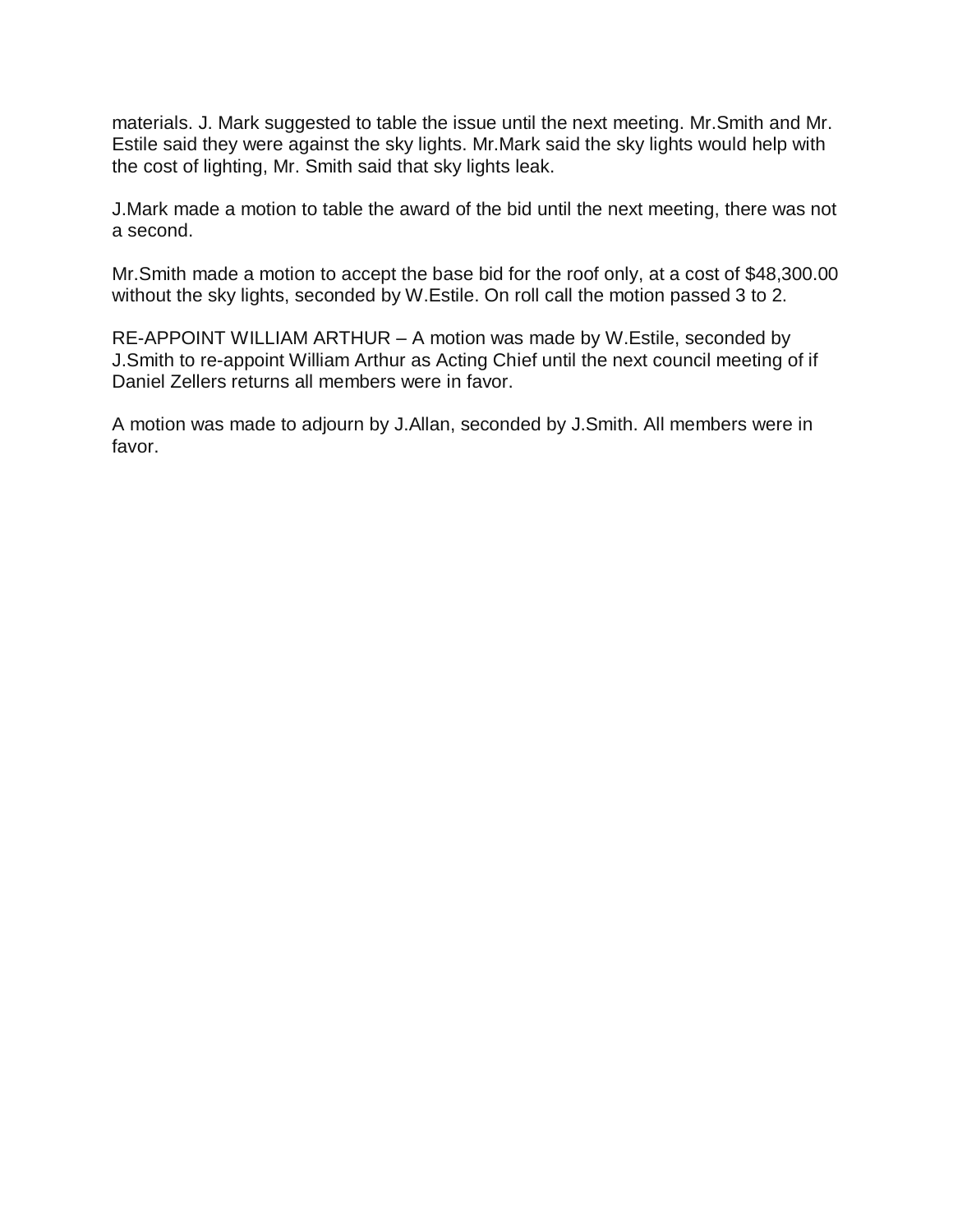materials. J. Mark suggested to table the issue until the next meeting. Mr.Smith and Mr. Estile said they were against the sky lights. Mr.Mark said the sky lights would help with the cost of lighting, Mr. Smith said that sky lights leak.

J.Mark made a motion to table the award of the bid until the next meeting, there was not a second.

Mr.Smith made a motion to accept the base bid for the roof only, at a cost of $48,300.00 without the sky lights, seconded by W.Estile. On roll call the motion passed 3 to 2.

RE-APPOINT WILLIAM ARTHUR – A motion was made by W.Estile, seconded by J.Smith to re-appoint William Arthur as Acting Chief until the next council meeting of if Daniel Zellers returns all members were in favor.

A motion was made to adjourn by J.Allan, seconded by J.Smith. All members were in favor.